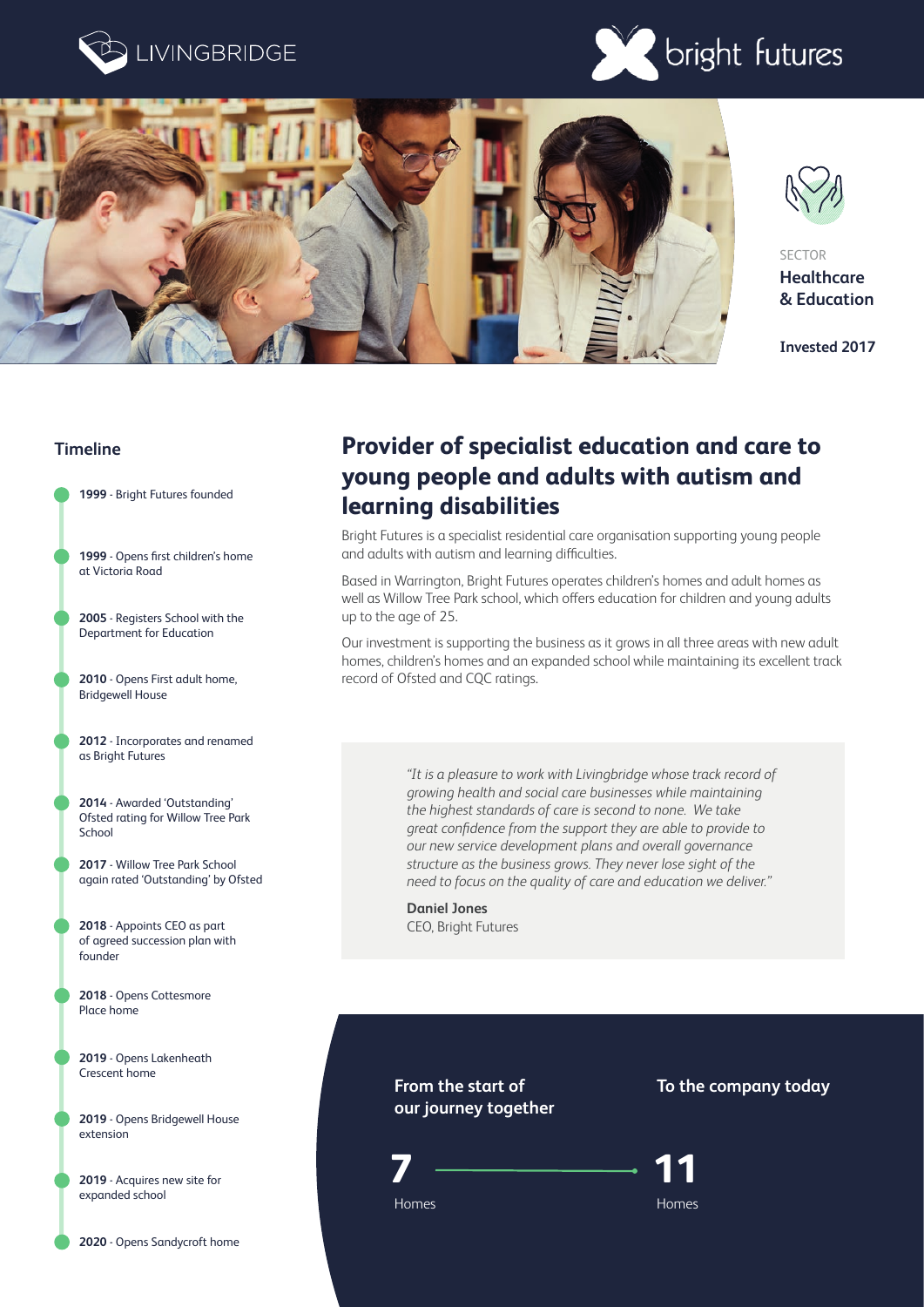LIVINGBRIDGE

bright futures

SECTOR
**Healthcare & Education**

**Invested 2017**

# Provider of specialist education and care to young people and adults with autism and learning disabilities

Bright Futures is a specialist residential care organisation supporting young people and adults with autism and learning difficulties.

Based in Warrington, Bright Futures operates children's homes and adult homes as well as Willow Tree Park school, which offers education for children and young adults up to the age of 25.

Our investment is supporting the business as it grows in all three areas with new adult homes, children's homes and an expanded school while maintaining its excellent track record of Ofsted and CQC ratings.

> *"It is a pleasure to work with Livingbridge whose track record of growing health and social care businesses while maintaining the highest standards of care is second to none. We take great confidence from the support they are able to provide to our new service development plans and overall governance structure as the business grows. They never lose sight of the need to focus on the quality of care and education we deliver."*
>
> **Daniel Jones**
> CEO, Bright Futures

## Timeline

- **1999** - Bright Futures founded
- **1999** - Opens first children's home at Victoria Road
- **2005** - Registers School with the Department for Education
- **2010** - Opens First adult home, Bridgewell House
- **2012** - Incorporates and renamed as Bright Futures
- **2014** - Awarded 'Outstanding' Ofsted rating for Willow Tree Park School
- **2017** - Willow Tree Park School again rated 'Outstanding' by Ofsted
- **2018** - Appoints CEO as part of agreed succession plan with founder
- **2018** - Opens Cottesmore Place home
- **2019** - Opens Lakenheath Crescent home
- **2019** - Opens Bridgewell House extension
- **2019** - Acquires new site for expanded school
- **2020** - Opens Sandycroft home

| From the start of our journey together | To the company today |
|---|---|
| **7** Homes | **11** Homes |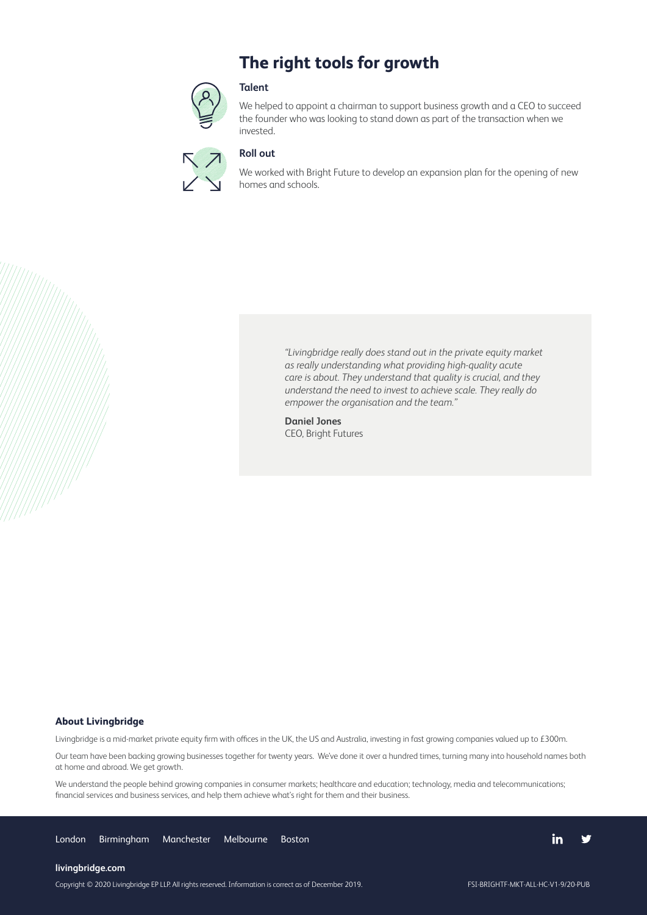## The right tools for growth

### Talent

We helped to appoint a chairman to support business growth and a CEO to succeed the founder who was looking to stand down as part of the transaction when we invested.

### Roll out

We worked with Bright Future to develop an expansion plan for the opening of new homes and schools.

> *"Livingbridge really does stand out in the private equity market as really understanding what providing high-quality acute care is about. They understand that quality is crucial, and they understand the need to invest to achieve scale. They really do empower the organisation and the team."*
>
> **Daniel Jones**
> CEO, Bright Futures

### About Livingbridge

Livingbridge is a mid-market private equity firm with offices in the UK, the US and Australia, investing in fast growing companies valued up to £300m.

Our team have been backing growing businesses together for twenty years. We've done it over a hundred times, turning many into household names both at home and abroad. We get growth.

We understand the people behind growing companies in consumer markets; healthcare and education; technology, media and telecommunications; financial services and business services, and help them achieve what's right for them and their business.

London Birmingham Manchester Melbourne Boston

**livingbridge.com**

Copyright © 2020 Livingbridge EP LLP. All rights reserved. Information is correct as of December 2019.

FSI-BRIGHTF-MKT-ALL-HC-V1-9/20-PUB